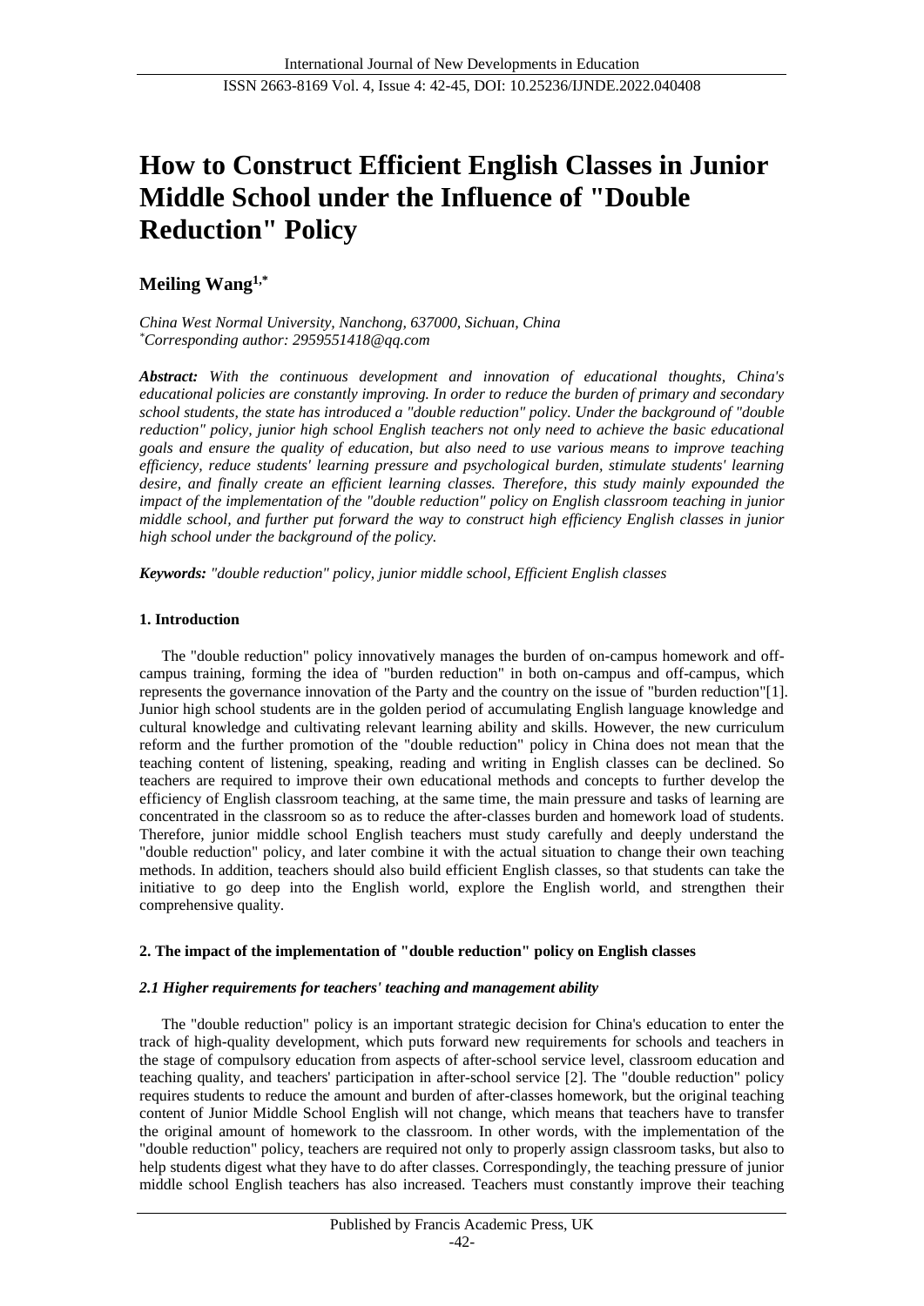# How to Construct Efficient English Classes in Junior Middle School under the Influence of "Double Reduction" Policy

**Meiling Wang[1,*]**

*China West Normal University, Nanchong, 637000, Sichuan, China*
*[*]Corresponding author: 2959551418@qq.com*

***Abstract:*** *With the continuous development and innovation of educational thoughts, China's educational policies are constantly improving. In order to reduce the burden of primary and secondary school students, the state has introduced a "double reduction" policy. Under the background of "double reduction" policy, junior high school English teachers not only need to achieve the basic educational goals and ensure the quality of education, but also need to use various means to improve teaching efficiency, reduce students' learning pressure and psychological burden, stimulate students' learning desire, and finally create an efficient learning classes. Therefore, this study mainly expounded the impact of the implementation of the "double reduction" policy on English classroom teaching in junior middle school, and further put forward the way to construct high efficiency English classes in junior high school under the background of the policy.*

***Keywords:*** *"double reduction" policy, junior middle school, Efficient English classes*

## 1. Introduction

The "double reduction" policy innovatively manages the burden of on-campus homework and off-campus training, forming the idea of "burden reduction" in both on-campus and off-campus, which represents the governance innovation of the Party and the country on the issue of "burden reduction"[1]. Junior high school students are in the golden period of accumulating English language knowledge and cultural knowledge and cultivating relevant learning ability and skills. However, the new curriculum reform and the further promotion of the "double reduction" policy in China does not mean that the teaching content of listening, speaking, reading and writing in English classes can be declined. So teachers are required to improve their own educational methods and concepts to further develop the efficiency of English classroom teaching, at the same time, the main pressure and tasks of learning are concentrated in the classroom so as to reduce the after-classes burden and homework load of students. Therefore, junior middle school English teachers must study carefully and deeply understand the "double reduction" policy, and later combine it with the actual situation to change their own teaching methods. In addition, teachers should also build efficient English classes, so that students can take the initiative to go deep into the English world, explore the English world, and strengthen their comprehensive quality.

## 2. The impact of the implementation of "double reduction" policy on English classes

### *2.1 Higher requirements for teachers' teaching and management ability*

The "double reduction" policy is an important strategic decision for China's education to enter the track of high-quality development, which puts forward new requirements for schools and teachers in the stage of compulsory education from aspects of after-school service level, classroom education and teaching quality, and teachers' participation in after-school service [2]. The "double reduction" policy requires students to reduce the amount and burden of after-classes homework, but the original teaching content of Junior Middle School English will not change, which means that teachers have to transfer the original amount of homework to the classroom. In other words, with the implementation of the "double reduction" policy, teachers are required not only to properly assign classroom tasks, but also to help students digest what they have to do after classes. Correspondingly, the teaching pressure of junior middle school English teachers has also increased. Teachers must constantly improve their teaching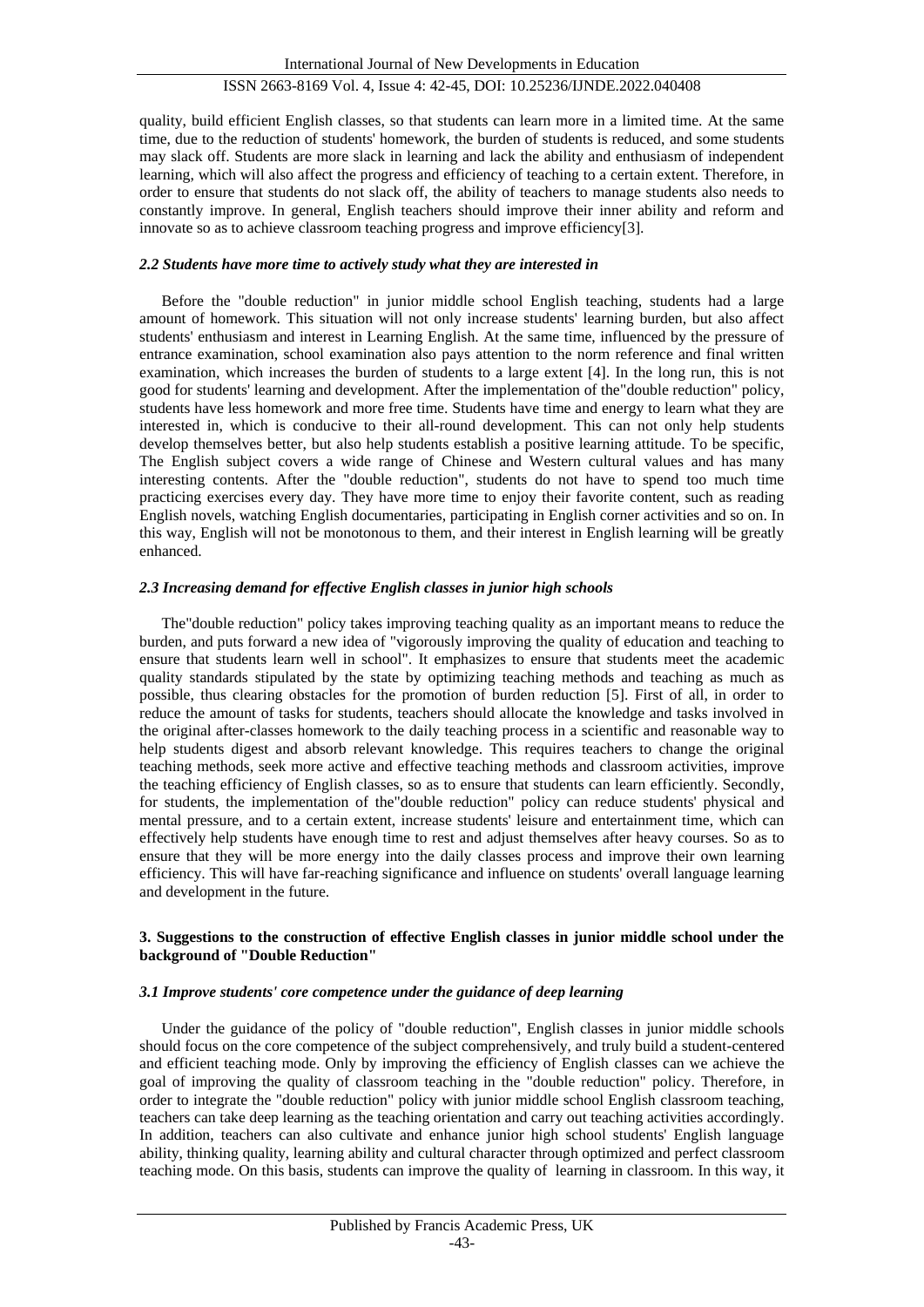quality, build efficient English classes, so that students can learn more in a limited time. At the same time, due to the reduction of students' homework, the burden of students is reduced, and some students may slack off. Students are more slack in learning and lack the ability and enthusiasm of independent learning, which will also affect the progress and efficiency of teaching to a certain extent. Therefore, in order to ensure that students do not slack off, the ability of teachers to manage students also needs to constantly improve. In general, English teachers should improve their inner ability and reform and innovate so as to achieve classroom teaching progress and improve efficiency[3].

### *2.2 Students have more time to actively study what they are interested in*

Before the "double reduction" in junior middle school English teaching, students had a large amount of homework. This situation will not only increase students' learning burden, but also affect students' enthusiasm and interest in Learning English. At the same time, influenced by the pressure of entrance examination, school examination also pays attention to the norm reference and final written examination, which increases the burden of students to a large extent [4]. In the long run, this is not good for students' learning and development. After the implementation of the"double reduction" policy, students have less homework and more free time. Students have time and energy to learn what they are interested in, which is conducive to their all-round development. This can not only help students develop themselves better, but also help students establish a positive learning attitude. To be specific, The English subject covers a wide range of Chinese and Western cultural values and has many interesting contents. After the "double reduction", students do not have to spend too much time practicing exercises every day. They have more time to enjoy their favorite content, such as reading English novels, watching English documentaries, participating in English corner activities and so on. In this way, English will not be monotonous to them, and their interest in English learning will be greatly enhanced.

### *2.3 Increasing demand for effective English classes in junior high schools*

The"double reduction" policy takes improving teaching quality as an important means to reduce the burden, and puts forward a new idea of "vigorously improving the quality of education and teaching to ensure that students learn well in school". It emphasizes to ensure that students meet the academic quality standards stipulated by the state by optimizing teaching methods and teaching as much as possible, thus clearing obstacles for the promotion of burden reduction [5]. First of all, in order to reduce the amount of tasks for students, teachers should allocate the knowledge and tasks involved in the original after-classes homework to the daily teaching process in a scientific and reasonable way to help students digest and absorb relevant knowledge. This requires teachers to change the original teaching methods, seek more active and effective teaching methods and classroom activities, improve the teaching efficiency of English classes, so as to ensure that students can learn efficiently. Secondly, for students, the implementation of the"double reduction" policy can reduce students' physical and mental pressure, and to a certain extent, increase students' leisure and entertainment time, which can effectively help students have enough time to rest and adjust themselves after heavy courses. So as to ensure that they will be more energy into the daily classes process and improve their own learning efficiency. This will have far-reaching significance and influence on students' overall language learning and development in the future.

## **3. Suggestions to the construction of effective English classes in junior middle school under the background of "Double Reduction"**

### *3.1 Improve students' core competence under the guidance of deep learning*

Under the guidance of the policy of "double reduction", English classes in junior middle schools should focus on the core competence of the subject comprehensively, and truly build a student-centered and efficient teaching mode. Only by improving the efficiency of English classes can we achieve the goal of improving the quality of classroom teaching in the "double reduction" policy. Therefore, in order to integrate the "double reduction" policy with junior middle school English classroom teaching, teachers can take deep learning as the teaching orientation and carry out teaching activities accordingly. In addition, teachers can also cultivate and enhance junior high school students' English language ability, thinking quality, learning ability and cultural character through optimized and perfect classroom teaching mode. On this basis, students can improve the quality of learning in classroom. In this way, it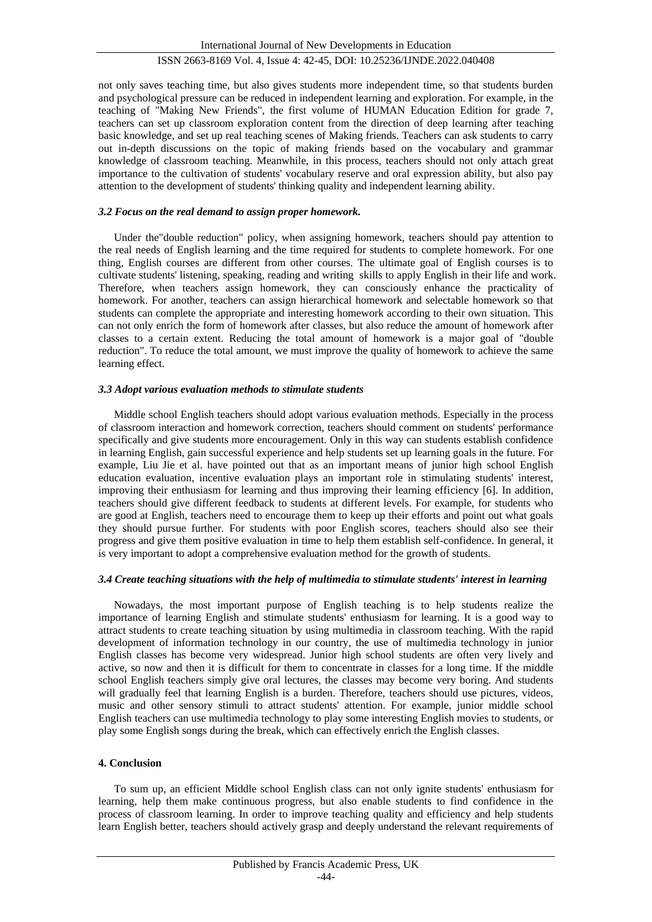not only saves teaching time, but also gives students more independent time, so that students burden and psychological pressure can be reduced in independent learning and exploration. For example, in the teaching of "Making New Friends", the first volume of HUMAN Education Edition for grade 7, teachers can set up classroom exploration content from the direction of deep learning after teaching basic knowledge, and set up real teaching scenes of Making friends. Teachers can ask students to carry out in-depth discussions on the topic of making friends based on the vocabulary and grammar knowledge of classroom teaching. Meanwhile, in this process, teachers should not only attach great importance to the cultivation of students' vocabulary reserve and oral expression ability, but also pay attention to the development of students' thinking quality and independent learning ability.

### *3.2 Focus on the real demand to assign proper homework.*

Under the"double reduction" policy, when assigning homework, teachers should pay attention to the real needs of English learning and the time required for students to complete homework. For one thing, English courses are different from other courses. The ultimate goal of English courses is to cultivate students' listening, speaking, reading and writing skills to apply English in their life and work. Therefore, when teachers assign homework, they can consciously enhance the practicality of homework. For another, teachers can assign hierarchical homework and selectable homework so that students can complete the appropriate and interesting homework according to their own situation. This can not only enrich the form of homework after classes, but also reduce the amount of homework after classes to a certain extent. Reducing the total amount of homework is a major goal of "double reduction". To reduce the total amount, we must improve the quality of homework to achieve the same learning effect.

### *3.3 Adopt various evaluation methods to stimulate students*

Middle school English teachers should adopt various evaluation methods. Especially in the process of classroom interaction and homework correction, teachers should comment on students' performance specifically and give students more encouragement. Only in this way can students establish confidence in learning English, gain successful experience and help students set up learning goals in the future. For example, Liu Jie et al. have pointed out that as an important means of junior high school English education evaluation, incentive evaluation plays an important role in stimulating students' interest, improving their enthusiasm for learning and thus improving their learning efficiency [6]. In addition, teachers should give different feedback to students at different levels. For example, for students who are good at English, teachers need to encourage them to keep up their efforts and point out what goals they should pursue further. For students with poor English scores, teachers should also see their progress and give them positive evaluation in time to help them establish self-confidence. In general, it is very important to adopt a comprehensive evaluation method for the growth of students.

### *3.4 Create teaching situations with the help of multimedia to stimulate students' interest in learning*

Nowadays, the most important purpose of English teaching is to help students realize the importance of learning English and stimulate students' enthusiasm for learning. It is a good way to attract students to create teaching situation by using multimedia in classroom teaching. With the rapid development of information technology in our country, the use of multimedia technology in junior English classes has become very widespread. Junior high school students are often very lively and active, so now and then it is difficult for them to concentrate in classes for a long time. If the middle school English teachers simply give oral lectures, the classes may become very boring. And students will gradually feel that learning English is a burden. Therefore, teachers should use pictures, videos, music and other sensory stimuli to attract students' attention. For example, junior middle school English teachers can use multimedia technology to play some interesting English movies to students, or play some English songs during the break, which can effectively enrich the English classes.

## **4. Conclusion**

To sum up, an efficient Middle school English class can not only ignite students' enthusiasm for learning, help them make continuous progress, but also enable students to find confidence in the process of classroom learning. In order to improve teaching quality and efficiency and help students learn English better, teachers should actively grasp and deeply understand the relevant requirements of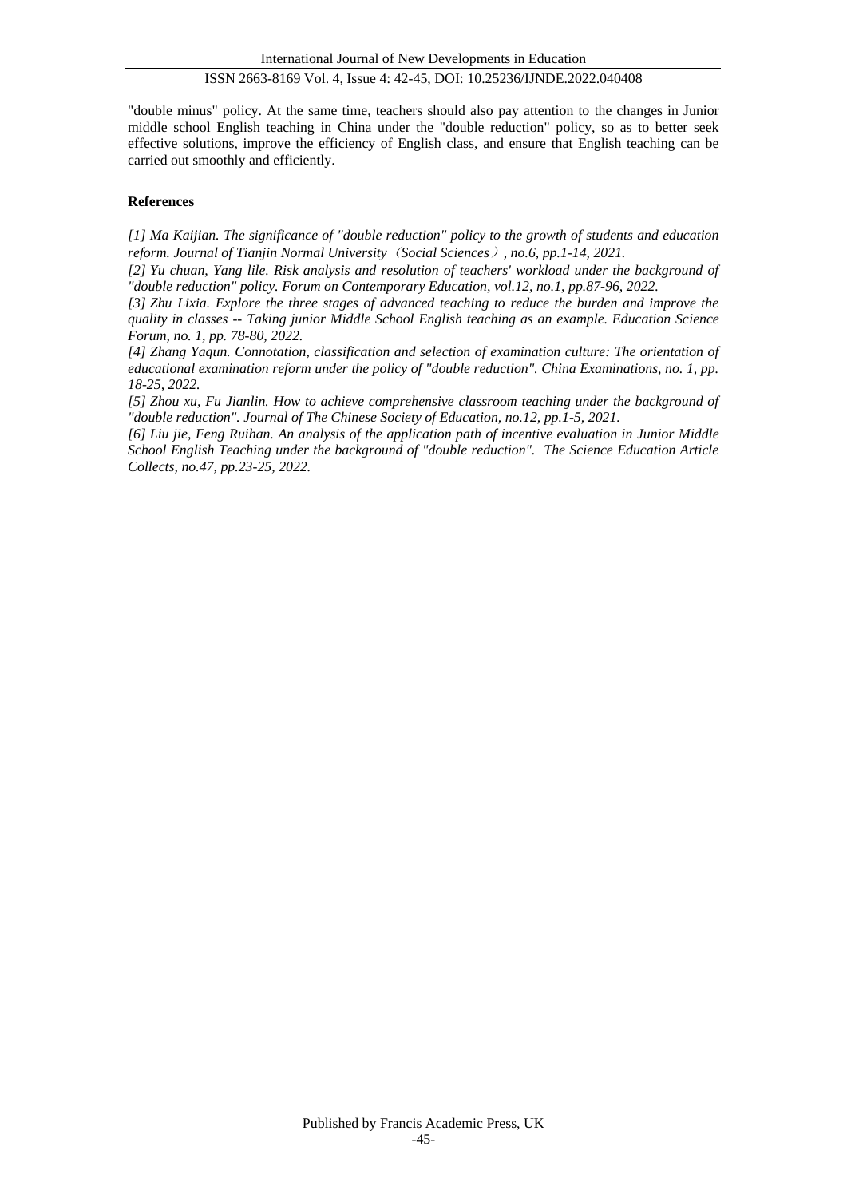"double minus" policy. At the same time, teachers should also pay attention to the changes in Junior middle school English teaching in China under the "double reduction" policy, so as to better seek effective solutions, improve the efficiency of English class, and ensure that English teaching can be carried out smoothly and efficiently.

## References

*[1] Ma Kaijian. The significance of "double reduction" policy to the growth of students and education reform. Journal of Tianjin Normal University（Social Sciences）, no.6, pp.1-14, 2021.*

*[2] Yu chuan, Yang lile. Risk analysis and resolution of teachers' workload under the background of "double reduction" policy. Forum on Contemporary Education, vol.12, no.1, pp.87-96, 2022.*

*[3] Zhu Lixia. Explore the three stages of advanced teaching to reduce the burden and improve the quality in classes -- Taking junior Middle School English teaching as an example. Education Science Forum, no. 1, pp. 78-80, 2022.*

*[4] Zhang Yaqun. Connotation, classification and selection of examination culture: The orientation of educational examination reform under the policy of "double reduction". China Examinations, no. 1, pp. 18-25, 2022.*

*[5] Zhou xu, Fu Jianlin. How to achieve comprehensive classroom teaching under the background of "double reduction". Journal of The Chinese Society of Education, no.12, pp.1-5, 2021.*

*[6] Liu jie, Feng Ruihan. An analysis of the application path of incentive evaluation in Junior Middle School English Teaching under the background of "double reduction". The Science Education Article Collects, no.47, pp.23-25, 2022.*